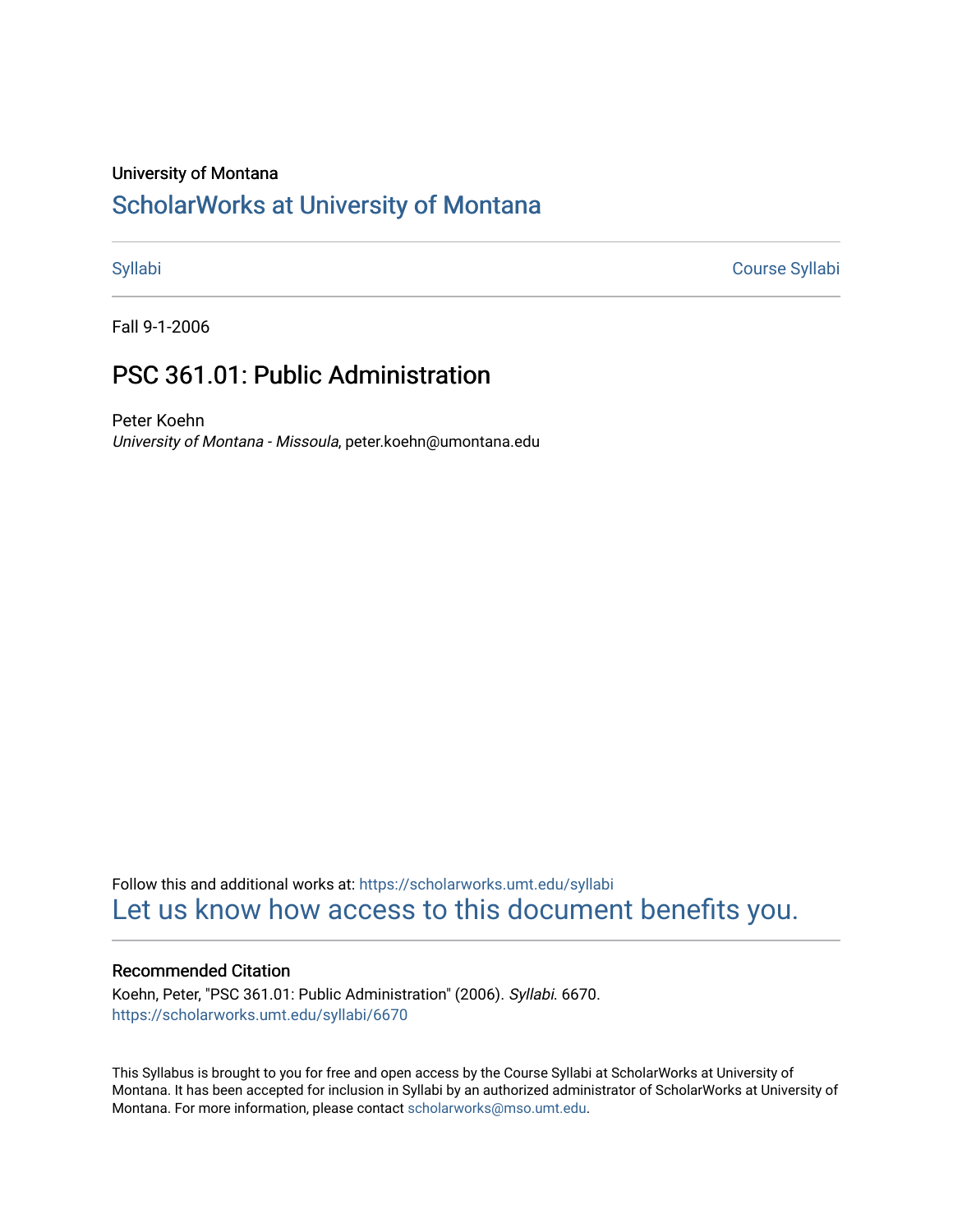University of Montana

# ScholarWorks at University of Montana

Syllabi | Course Syllabi

Fall 9-1-2006

## PSC 361.01: Public Administration

Peter Koehn

*University of Montana - Missoula*, peter.koehn@umontana.edu

Follow this and additional works at: https://scholarworks.umt.edu/syllabi

Let us know how access to this document benefits you.

### Recommended Citation

Koehn, Peter, "PSC 361.01: Public Administration" (2006). *Syllabi*. 6670.
https://scholarworks.umt.edu/syllabi/6670

This Syllabus is brought to you for free and open access by the Course Syllabi at ScholarWorks at University of Montana. It has been accepted for inclusion in Syllabi by an authorized administrator of ScholarWorks at University of Montana. For more information, please contact scholarworks@mso.umt.edu.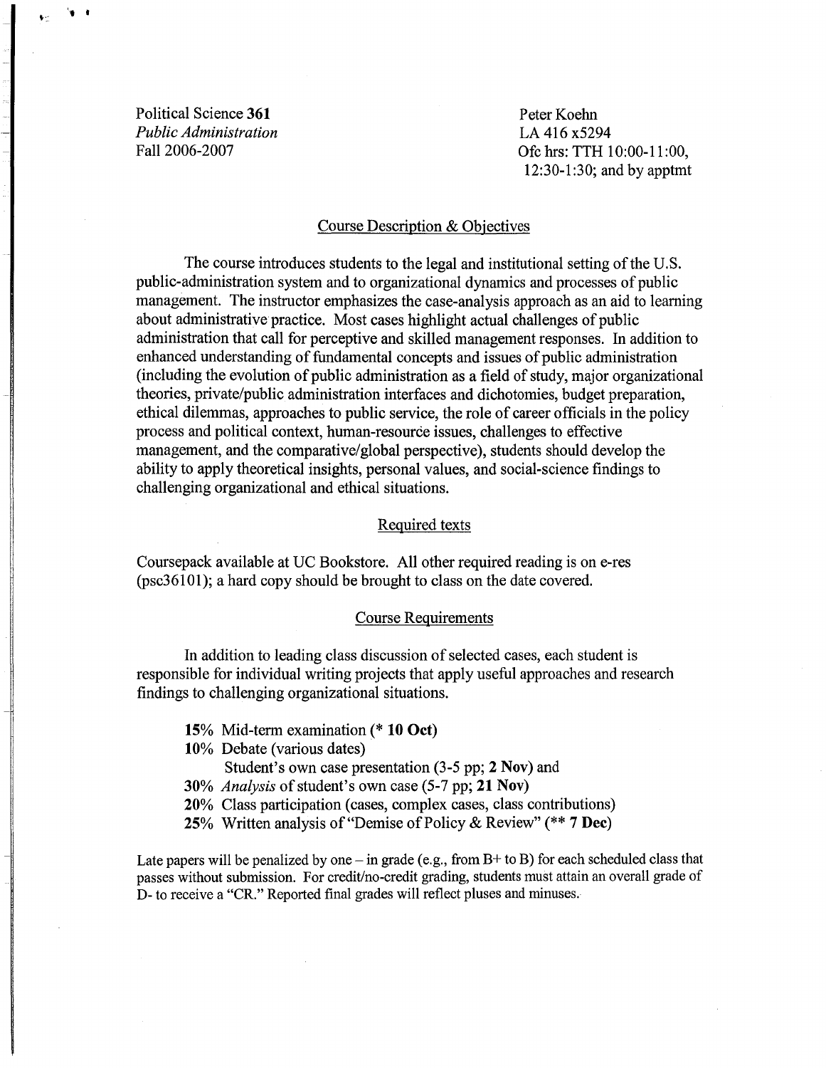Political Science **361**
*Public Administration*
Fall 2006-2007

Peter Koehn
LA 416 x5294
Ofc hrs: TTH 10:00-11:00, 12:30-1:30; and by apptmt

## Course Description & Objectives

The course introduces students to the legal and institutional setting of the U.S. public-administration system and to organizational dynamics and processes of public management. The instructor emphasizes the case-analysis approach as an aid to learning about administrative practice. Most cases highlight actual challenges of public administration that call for perceptive and skilled management responses. In addition to enhanced understanding of fundamental concepts and issues of public administration (including the evolution of public administration as a field of study, major organizational theories, private/public administration interfaces and dichotomies, budget preparation, ethical dilemmas, approaches to public service, the role of career officials in the policy process and political context, human-resource issues, challenges to effective management, and the comparative/global perspective), students should develop the ability to apply theoretical insights, personal values, and social-science findings to challenging organizational and ethical situations.

## Required texts

Coursepack available at UC Bookstore. All other required reading is on e-res (psc36101); a hard copy should be brought to class on the date covered.

## Course Requirements

In addition to leading class discussion of selected cases, each student is responsible for individual writing projects that apply useful approaches and research findings to challenging organizational situations.

- **15%** Mid-term examination (* **10 Oct**)
- **10%** Debate (various dates)
  Student's own case presentation (3-5 pp; **2 Nov**) and
- **30%** *Analysis* of student's own case (5-7 pp; **21 Nov**)
- **20%** Class participation (cases, complex cases, class contributions)
- **25%** Written analysis of "Demise of Policy & Review" (** **7 Dec**)

Late papers will be penalized by one – in grade (e.g., from B+ to B) for each scheduled class that passes without submission. For credit/no-credit grading, students must attain an overall grade of D- to receive a "CR." Reported final grades will reflect pluses and minuses.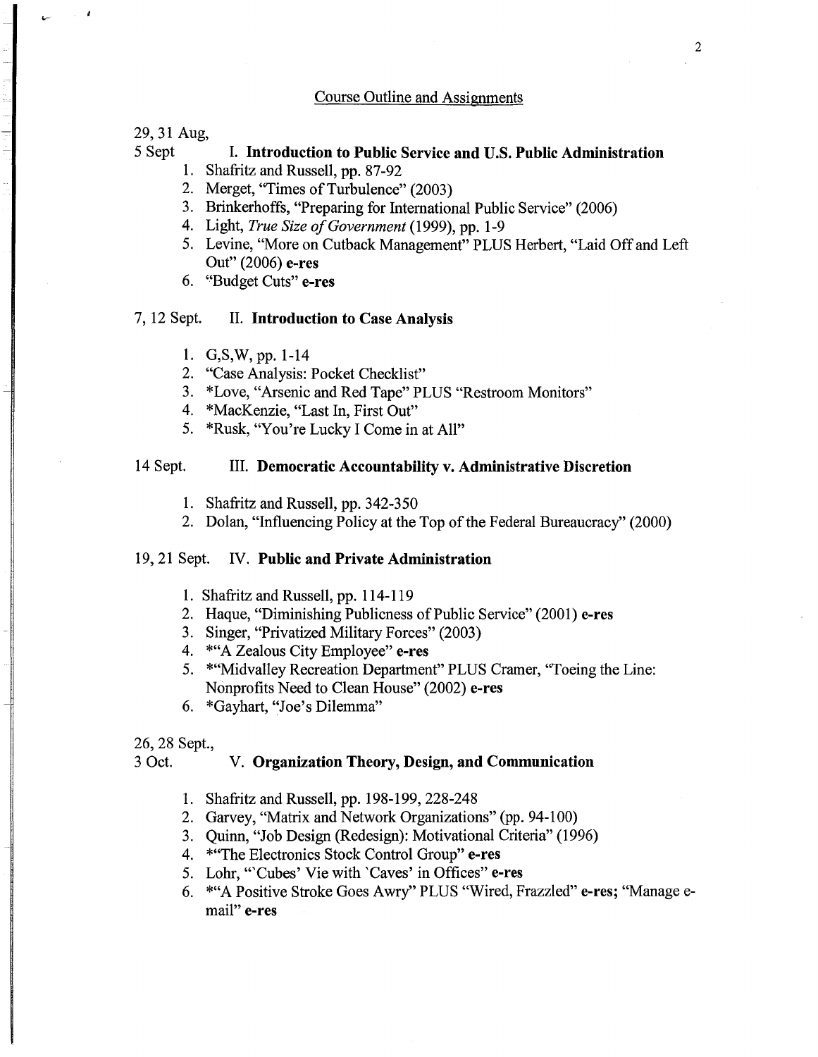## Course Outline and Assignments

29, 31 Aug,
5 Sept **I. Introduction to Public Service and U.S. Public Administration**

1. Shafritz and Russell, pp. 87-92
2. Merget, "Times of Turbulence" (2003)
3. Brinkerhoffs, "Preparing for International Public Service" (2006)
4. Light, *True Size of Government* (1999), pp. 1-9
5. Levine, "More on Cutback Management" PLUS Herbert, "Laid Off and Left Out" (2006) **e-res**
6. "Budget Cuts" **e-res**

7, 12 Sept. **II. Introduction to Case Analysis**

1. G,S,W, pp. 1-14
2. "Case Analysis: Pocket Checklist"
3. *Love, "Arsenic and Red Tape" PLUS "Restroom Monitors"
4. *MacKenzie, "Last In, First Out"
5. *Rusk, "You're Lucky I Come in at All"

14 Sept. **III. Democratic Accountability v. Administrative Discretion**

1. Shafritz and Russell, pp. 342-350
2. Dolan, "Influencing Policy at the Top of the Federal Bureaucracy" (2000)

19, 21 Sept. **IV. Public and Private Administration**

1. Shafritz and Russell, pp. 114-119
2. Haque, "Diminishing Publicness of Public Service" (2001) **e-res**
3. Singer, "Privatized Military Forces" (2003)
4. *"A Zealous City Employee" **e-res**
5. *"Midvalley Recreation Department" PLUS Cramer, "Toeing the Line: Nonprofits Need to Clean House" (2002) **e-res**
6. *Gayhart, "Joe's Dilemma"

26, 28 Sept.,
3 Oct. **V. Organization Theory, Design, and Communication**

1. Shafritz and Russell, pp. 198-199, 228-248
2. Garvey, "Matrix and Network Organizations" (pp. 94-100)
3. Quinn, "Job Design (Redesign): Motivational Criteria" (1996)
4. *"The Electronics Stock Control Group" **e-res**
5. Lohr, "'Cubes' Vie with 'Caves' in Offices" **e-res**
6. *"A Positive Stroke Goes Awry" PLUS "Wired, Frazzled" **e-res**; "Manage e-mail" **e-res**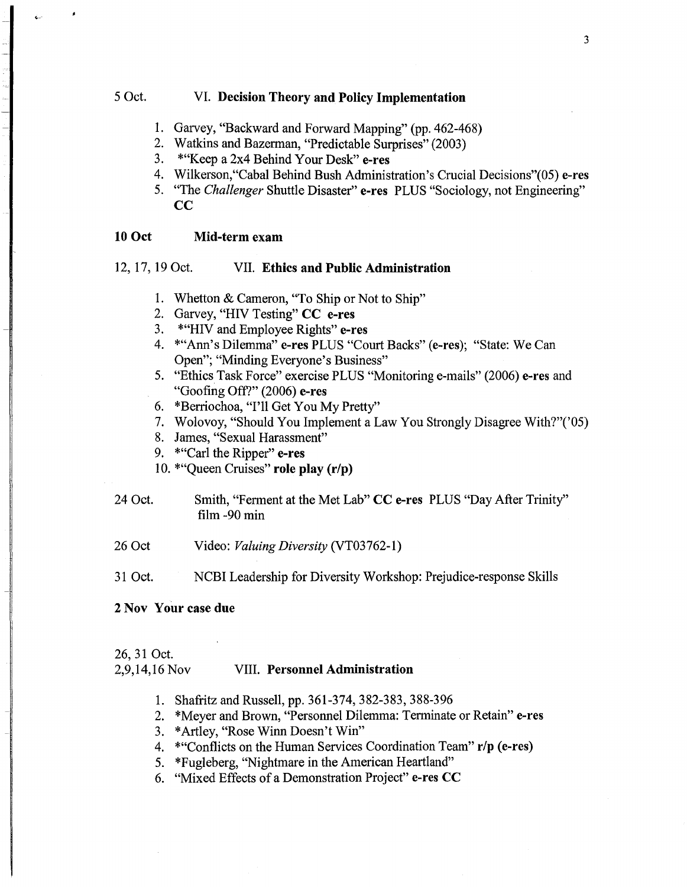5 Oct. VI. **Decision Theory and Policy Implementation**

1. Garvey, "Backward and Forward Mapping" (pp. 462-468)
2. Watkins and Bazerman, "Predictable Surprises" (2003)
3. *"Keep a 2x4 Behind Your Desk" **e-res**
4. Wilkerson,"Cabal Behind Bush Administration's Crucial Decisions"(05) **e-res**
5. "The *Challenger* Shuttle Disaster" **e-res** PLUS "Sociology, not Engineering" **CC**

**10 Oct Mid-term exam**

12, 17, 19 Oct. VII. **Ethics and Public Administration**

1. Whetton & Cameron, "To Ship or Not to Ship"
2. Garvey, "HIV Testing" **CC e-res**
3. *"HIV and Employee Rights" **e-res**
4. *"Ann's Dilemma" **e-res** PLUS "Court Backs" (**e-res**); "State: We Can Open"; "Minding Everyone's Business"
5. "Ethics Task Force" exercise PLUS "Monitoring e-mails" (2006) **e-res** and "Goofing Off?" (2006) **e-res**
6. *Berriochoa, "I'll Get You My Pretty"
7. Wolovoy, "Should You Implement a Law You Strongly Disagree With?"('05)
8. James, "Sexual Harassment"
9. *"Carl the Ripper" **e-res**
10. *"Queen Cruises" **role play (r/p)**

24 Oct. Smith, "Ferment at the Met Lab" **CC e-res** PLUS "Day After Trinity" film -90 min

26 Oct Video: *Valuing Diversity* (VT03762-1)

31 Oct. NCBI Leadership for Diversity Workshop: Prejudice-response Skills

**2 Nov Your case due**

26, 31 Oct.
2,9,14,16 Nov VIII. **Personnel Administration**

1. Shafritz and Russell, pp. 361-374, 382-383, 388-396
2. *Meyer and Brown, "Personnel Dilemma: Terminate or Retain" **e-res**
3. *Artley, "Rose Winn Doesn't Win"
4. *"Conflicts on the Human Services Coordination Team" **r/p (e-res)**
5. *Fugleberg, "Nightmare in the American Heartland"
6. "Mixed Effects of a Demonstration Project" **e-res CC**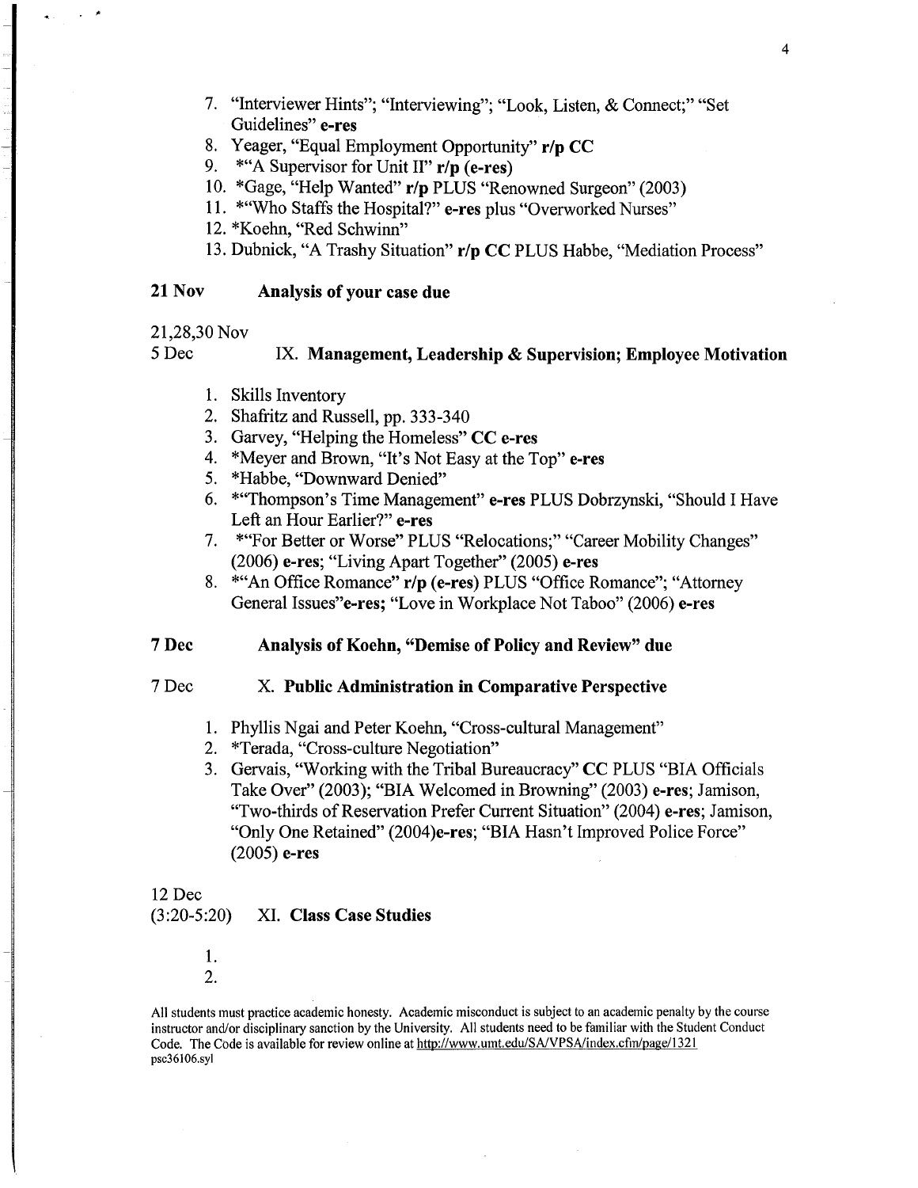7. "Interviewer Hints"; "Interviewing"; "Look, Listen, & Connect;" "Set Guidelines" **e-res**
8. Yeager, "Equal Employment Opportunity" **r/p CC**
9. *"A Supervisor for Unit II" **r/p (e-res)**
10. *Gage, "Help Wanted" **r/p** PLUS "Renowned Surgeon" (2003)
11. *"Who Staffs the Hospital?" **e-res** plus "Overworked Nurses"
12. *Koehn, "Red Schwinn"
13. Dubnick, "A Trashy Situation" **r/p CC** PLUS Habbe, "Mediation Process"

**21 Nov Analysis of your case due**

21,28,30 Nov
5 Dec **IX. Management, Leadership & Supervision; Employee Motivation**

1. Skills Inventory
2. Shafritz and Russell, pp. 333-340
3. Garvey, "Helping the Homeless" **CC e-res**
4. *Meyer and Brown, "It's Not Easy at the Top" **e-res**
5. *Habbe, "Downward Denied"
6. *"Thompson's Time Management" **e-res** PLUS Dobrzynski, "Should I Have Left an Hour Earlier?" **e-res**
7. *"For Better or Worse" PLUS "Relocations;" "Career Mobility Changes" (2006) **e-res**; "Living Apart Together" (2005) **e-res**
8. *"An Office Romance" **r/p (e-res)** PLUS "Office Romance"; "Attorney General Issues"**e-res;** "Love in Workplace Not Taboo" (2006) **e-res**

**7 Dec Analysis of Koehn, "Demise of Policy and Review" due**

7 Dec **X. Public Administration in Comparative Perspective**

1. Phyllis Ngai and Peter Koehn, "Cross-cultural Management"
2. *Terada, "Cross-culture Negotiation"
3. Gervais, "Working with the Tribal Bureaucracy" **CC** PLUS "BIA Officials Take Over" (2003); "BIA Welcomed in Browning" (2003) **e-res**; Jamison, "Two-thirds of Reservation Prefer Current Situation" (2004) **e-res**; Jamison, "Only One Retained" (2004)**e-res**; "BIA Hasn't Improved Police Force" (2005) **e-res**

12 Dec
(3:20-5:20) **XI. Class Case Studies**

1.
2.

All students must practice academic honesty. Academic misconduct is subject to an academic penalty by the course instructor and/or disciplinary sanction by the University. All students need to be familiar with the Student Conduct Code. The Code is available for review online at http://www.umt.edu/SA/VPSA/index.cfm/page/1321
psc36106.syl